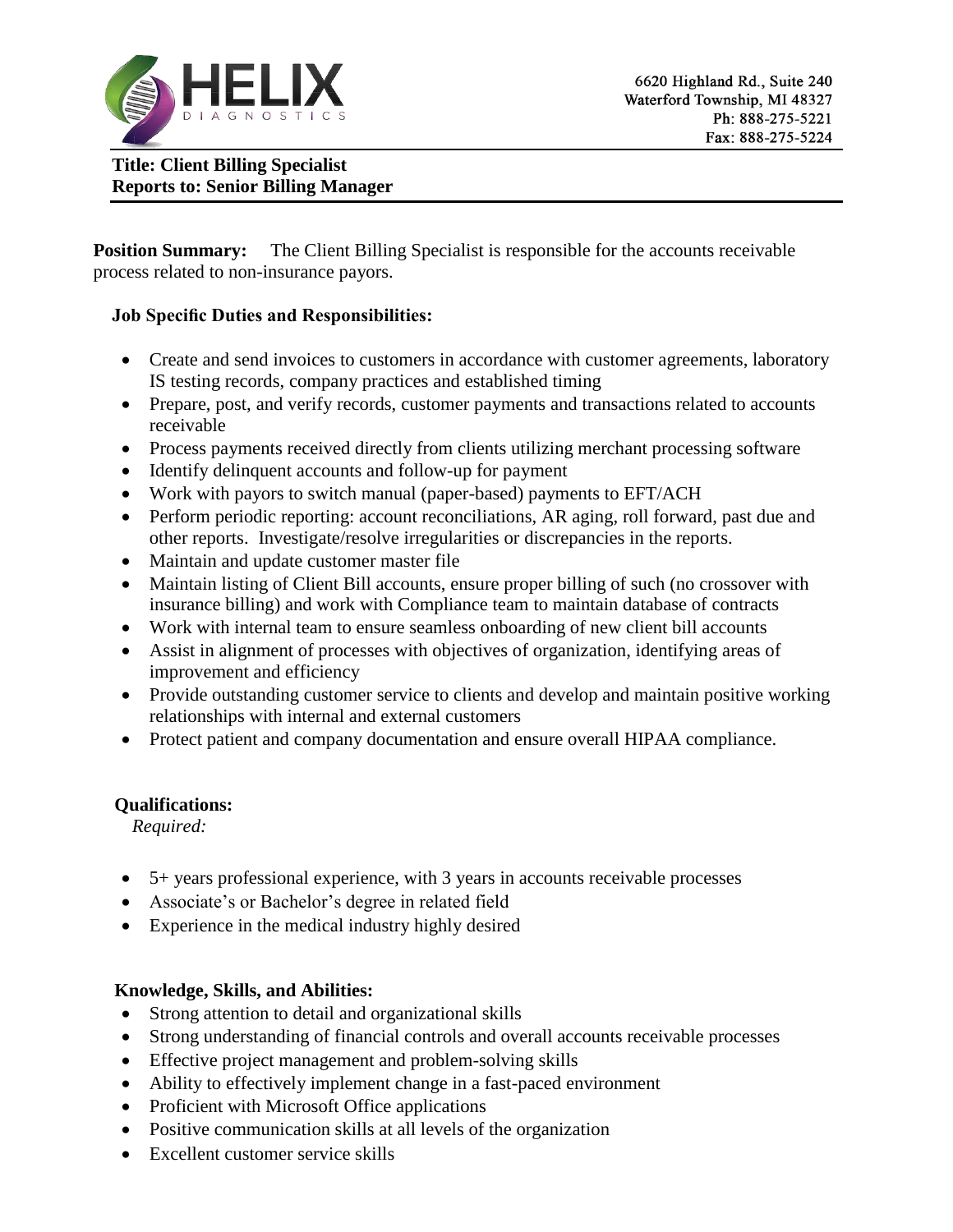HELIX DIAGNOSTICS

6620 Highland Rd., Suite 240
Waterford Township, MI 48327
Ph: 888-275-5221
Fax: 888-275-5224

**Title: Client Billing Specialist**
**Reports to: Senior Billing Manager**

**Position Summary:** The Client Billing Specialist is responsible for the accounts receivable process related to non-insurance payors.

**Job Specific Duties and Responsibilities:**

- Create and send invoices to customers in accordance with customer agreements, laboratory IS testing records, company practices and established timing
- Prepare, post, and verify records, customer payments and transactions related to accounts receivable
- Process payments received directly from clients utilizing merchant processing software
- Identify delinquent accounts and follow-up for payment
- Work with payors to switch manual (paper-based) payments to EFT/ACH
- Perform periodic reporting: account reconciliations, AR aging, roll forward, past due and other reports. Investigate/resolve irregularities or discrepancies in the reports.
- Maintain and update customer master file
- Maintain listing of Client Bill accounts, ensure proper billing of such (no crossover with insurance billing) and work with Compliance team to maintain database of contracts
- Work with internal team to ensure seamless onboarding of new client bill accounts
- Assist in alignment of processes with objectives of organization, identifying areas of improvement and efficiency
- Provide outstanding customer service to clients and develop and maintain positive working relationships with internal and external customers
- Protect patient and company documentation and ensure overall HIPAA compliance.

**Qualifications:**

*Required:*

- 5+ years professional experience, with 3 years in accounts receivable processes
- Associate's or Bachelor's degree in related field
- Experience in the medical industry highly desired

**Knowledge, Skills, and Abilities:**

- Strong attention to detail and organizational skills
- Strong understanding of financial controls and overall accounts receivable processes
- Effective project management and problem-solving skills
- Ability to effectively implement change in a fast-paced environment
- Proficient with Microsoft Office applications
- Positive communication skills at all levels of the organization
- Excellent customer service skills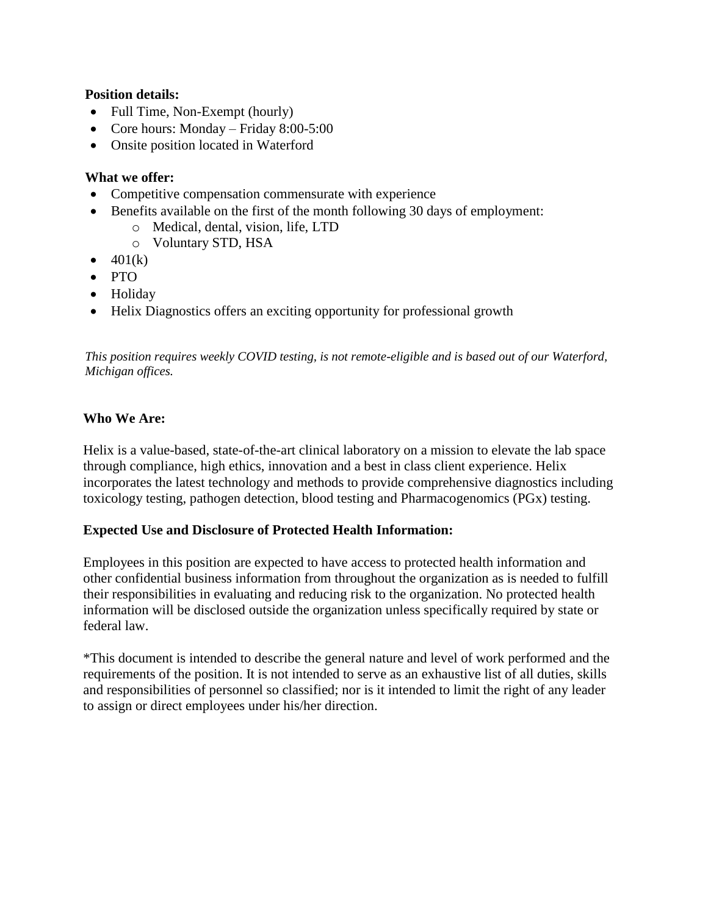**Position details:**

- Full Time, Non-Exempt (hourly)
- Core hours: Monday – Friday 8:00-5:00
- Onsite position located in Waterford

**What we offer:**

- Competitive compensation commensurate with experience
- Benefits available on the first of the month following 30 days of employment:
    - Medical, dental, vision, life, LTD
    - Voluntary STD, HSA
- 401(k)
- PTO
- Holiday
- Helix Diagnostics offers an exciting opportunity for professional growth

*This position requires weekly COVID testing, is not remote-eligible and is based out of our Waterford, Michigan offices.*

**Who We Are:**

Helix is a value-based, state-of-the-art clinical laboratory on a mission to elevate the lab space through compliance, high ethics, innovation and a best in class client experience. Helix incorporates the latest technology and methods to provide comprehensive diagnostics including toxicology testing, pathogen detection, blood testing and Pharmacogenomics (PGx) testing.

**Expected Use and Disclosure of Protected Health Information:**

Employees in this position are expected to have access to protected health information and other confidential business information from throughout the organization as is needed to fulfill their responsibilities in evaluating and reducing risk to the organization. No protected health information will be disclosed outside the organization unless specifically required by state or federal law.

*This document is intended to describe the general nature and level of work performed and the requirements of the position. It is not intended to serve as an exhaustive list of all duties, skills and responsibilities of personnel so classified; nor is it intended to limit the right of any leader to assign or direct employees under his/her direction.